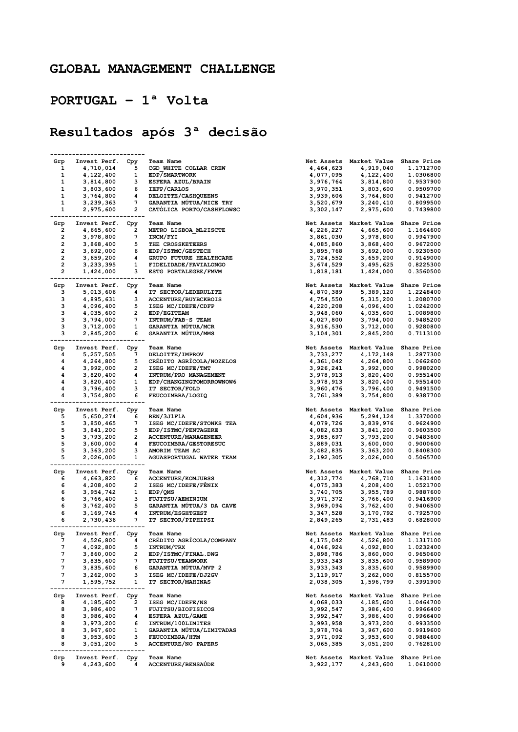# GLOBAL MANAGEMENT CHALLENGE

# PORTUGAL – 1ª Volta

# Resultados após 3ª decisão

| Grp | Invest Perf. | Cpy | Team Name | Net Assets | Market Value | Share Price |
|---|---|---|---|---|---|---|
| 1 | 4,710,014 | 5 | CGD_WHITE COLLAR CREW | 4,464,623 | 4,919,040 | 1.1712700 |
| 1 | 4,122,400 | 1 | EDP/SMARTWORK | 4,077,095 | 4,122,400 | 1.0306800 |
| 1 | 3,814,800 | 3 | ESFERA AZUL/BRAIN | 3,976,764 | 3,814,800 | 0.9537900 |
| 1 | 3,803,600 | 6 | IEFP/CARLOS | 3,970,351 | 3,803,600 | 0.9509700 |
| 1 | 3,764,800 | 4 | DELOITTE/CASHQUEENS | 3,939,606 | 3,764,800 | 0.9412700 |
| 1 | 3,239,363 | 7 | GARANTIA MÚTUA/NICE TRY | 3,520,679 | 3,240,410 | 0.8099500 |
| 1 | 2,975,600 | 2 | CATÓLICA PORTO/CASHFLOWSC | 3,302,147 | 2,975,600 | 0.7439800 |

| Grp | Invest Perf. | Cpy | Team Name | Net Assets | Market Value | Share Price |
|---|---|---|---|---|---|---|
| 2 | 4,665,600 | 2 | METRO LISBOA_ML2ISCTE | 4,226,227 | 4,665,600 | 1.1664600 |
| 2 | 3,978,800 | 7 | INCM/FYI | 3,861,030 | 3,978,800 | 0.9947900 |
| 2 | 3,868,400 | 5 | THE CROSSKETEERS | 4,085,860 | 3,868,400 | 0.9672000 |
| 2 | 3,692,000 | 6 | EDP/ISTMC/GESTECH | 3,895,768 | 3,692,000 | 0.9230500 |
| 2 | 3,659,200 | 4 | GRUPO FUTURE HEALTHCARE | 3,724,552 | 3,659,200 | 0.9149000 |
| 2 | 3,233,395 | 1 | FIDELIDADE/FAVIALONGO | 3,674,529 | 3,495,625 | 0.8225300 |
| 2 | 1,424,000 | 3 | ESTG PORTALEGRE/FMVM | 1,818,181 | 1,424,000 | 0.3560500 |

| Grp | Invest Perf. | Cpy | Team Name | Net Assets | Market Value | Share Price |
|---|---|---|---|---|---|---|
| 3 | 5,013,606 | 4 | IT SECTOR/LEDERULITE | 4,870,389 | 5,389,120 | 1.2248400 |
| 3 | 4,895,631 | 3 | ACCENTURE/BUYBCKBOIS | 4,754,550 | 5,315,200 | 1.2080700 |
| 3 | 4,096,400 | 5 | ISEG MC/IDEFE/CDFP | 4,220,208 | 4,096,400 | 1.0242000 |
| 3 | 4,035,600 | 2 | EDP/EGITEAM | 3,948,060 | 4,035,600 | 1.0089800 |
| 3 | 3,794,000 | 7 | INTRUM/FAB-S TEAM | 4,027,800 | 3,794,000 | 0.9485200 |
| 3 | 3,712,000 | 1 | GARANTIA MÚTUA/MCR | 3,916,530 | 3,712,000 | 0.9280800 |
| 3 | 2,845,200 | 6 | GARANTIA MÚTUA/MMS | 3,104,301 | 2,845,200 | 0.7113100 |

| Grp | Invest Perf. | Cpy | Team Name | Net Assets | Market Value | Share Price |
|---|---|---|---|---|---|---|
| 4 | 5,257,505 | 7 | DELOITTE/IMPROV | 3,733,277 | 4,172,148 | 1.2877300 |
| 4 | 4,264,800 | 5 | CRÉDITO AGRÍCOLA/NOZELOS | 4,361,042 | 4,264,800 | 1.0662600 |
| 4 | 3,992,000 | 2 | ISEG MC/IDEFE/TMT | 3,926,241 | 3,992,000 | 0.9980200 |
| 4 | 3,820,400 | 4 | INTRUM/PRO MANAGEMENT | 3,978,913 | 3,820,400 | 0.9551400 |
| 4 | 3,820,400 | 1 | EDP/CHANGINGTOMORROWNOW6 | 3,978,913 | 3,820,400 | 0.9551400 |
| 4 | 3,796,400 | 3 | IT SECTOR/FOLD | 3,960,476 | 3,796,400 | 0.9491500 |
| 4 | 3,754,800 | 6 | FEUCOIMBRA/LOGIQ | 3,761,389 | 3,754,800 | 0.9387700 |

| Grp | Invest Perf. | Cpy | Team Name | Net Assets | Market Value | Share Price |
|---|---|---|---|---|---|---|
| 5 | 5,650,274 | 6 | REN/3J1F1A | 4,604,936 | 5,294,124 | 1.3370000 |
| 5 | 3,850,465 | 7 | ISEG MC/IDEFE/STONKS TEA | 4,079,726 | 3,839,976 | 0.9624900 |
| 5 | 3,841,200 | 5 | EDP/ISTMC/PENTAGERE | 4,082,633 | 3,841,200 | 0.9603500 |
| 5 | 3,793,200 | 2 | ACCENTURE/MANAGENEER | 3,985,697 | 3,793,200 | 0.9483600 |
| 5 | 3,600,000 | 4 | FEUCOIMBRA/GESTORESUC | 3,889,031 | 3,600,000 | 0.9000600 |
| 5 | 3,363,200 | 3 | AMORIM TEAM AC | 3,482,835 | 3,363,200 | 0.8408300 |
| 5 | 2,026,000 | 1 | AGUASPORTUGAL WATER TEAM | 2,192,305 | 2,026,000 | 0.5065700 |

| Grp | Invest Perf. | Cpy | Team Name | Net Assets | Market Value | Share Price |
|---|---|---|---|---|---|---|
| 6 | 4,663,820 | 6 | ACCENTURE/KOMJUBSS | 4,312,774 | 4,768,710 | 1.1631400 |
| 6 | 4,208,400 | 2 | ISEG MC/IDEFE/FÉNIX | 4,075,383 | 4,208,400 | 1.0521700 |
| 6 | 3,954,742 | 1 | EDP/QMS | 3,740,705 | 3,955,789 | 0.9887600 |
| 6 | 3,766,400 | 3 | FUJITSU/AEMINIUM | 3,971,372 | 3,766,400 | 0.9416900 |
| 6 | 3,762,400 | 5 | GARANTIA MÚTUA/3 DA CAVE | 3,969,094 | 3,762,400 | 0.9406500 |
| 6 | 3,169,745 | 4 | INTRUM/ESGHTGEST | 3,347,528 | 3,170,792 | 0.7925700 |
| 6 | 2,730,436 | 7 | IT SECTOR/PIPHIPSI | 2,849,265 | 2,731,483 | 0.6828000 |

| Grp | Invest Perf. | Cpy | Team Name | Net Assets | Market Value | Share Price |
|---|---|---|---|---|---|---|
| 7 | 4,526,800 | 4 | CRÉDITO AGRÍCOLA/COMPANY | 4,175,042 | 4,526,800 | 1.1317100 |
| 7 | 4,092,800 | 5 | INTRUM/TRX | 4,046,924 | 4,092,800 | 1.0232400 |
| 7 | 3,860,000 | 2 | EDP/ISTMC/FINAL.DWG | 3,898,786 | 3,860,000 | 0.9650600 |
| 7 | 3,835,600 | 7 | FUJITSU/TEAMWORK | 3,933,343 | 3,835,600 | 0.9589900 |
| 7 | 3,835,600 | 6 | GARANTIA MÚTUA/MVP 2 | 3,933,343 | 3,835,600 | 0.9589900 |
| 7 | 3,262,000 | 3 | ISEG MC/IDEFE/DJ2GV | 3,119,917 | 3,262,000 | 0.8155700 |
| 7 | 1,595,752 | 1 | IT SECTOR/MAHINAS | 2,038,305 | 1,596,799 | 0.3991900 |

| Grp | Invest Perf. | Cpy | Team Name | Net Assets | Market Value | Share Price |
|---|---|---|---|---|---|---|
| 8 | 4,185,600 | 2 | ISEG MC/IDEFE/NS | 4,068,033 | 4,185,600 | 1.0464700 |
| 8 | 3,986,400 | 7 | FUJITSU/BIOFISICOS | 3,992,547 | 3,986,400 | 0.9966400 |
| 8 | 3,986,400 | 4 | ESFERA AZUL/GAME | 3,992,547 | 3,986,400 | 0.9966400 |
| 8 | 3,973,200 | 6 | INTRUM/100LIMITES | 3,993,958 | 3,973,200 | 0.9933500 |
| 8 | 3,967,600 | 1 | GARANTIA MÚTUA/LIMITADAS | 3,978,704 | 3,967,600 | 0.9919600 |
| 8 | 3,953,600 | 3 | FEUCOIMBRA/HTM | 3,971,092 | 3,953,600 | 0.9884600 |
| 8 | 3,051,200 | 5 | ACCENTURE/NO PAPERS | 3,065,385 | 3,051,200 | 0.7628100 |

| Grp | Invest Perf. | Cpy | Team Name | Net Assets | Market Value | Share Price |
|---|---|---|---|---|---|---|
| 9 | 4,243,600 | 4 | ACCENTURE/BENSAÚDE | 3,922,177 | 4,243,600 | 1.0610000 |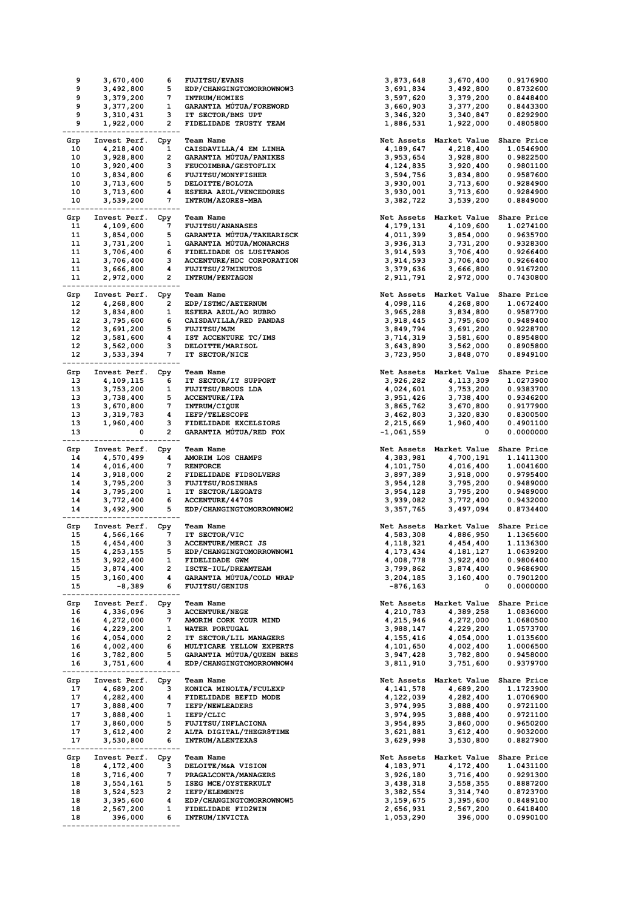| Grp | Invest Perf. | Cpy | Team Name | Net Assets | Market Value | Share Price |
|---|---|---|---|---|---|---|
| 9 | 3,670,400 | 6 | FUJITSU/EVANS | 3,873,648 | 3,670,400 | 0.9176900 |
| 9 | 3,492,800 | 5 | EDP/CHANGINGTOMORROWNOW3 | 3,691,834 | 3,492,800 | 0.8732600 |
| 9 | 3,379,200 | 7 | INTRUM/HOMIES | 3,597,620 | 3,379,200 | 0.8448400 |
| 9 | 3,377,200 | 1 | GARANTIA MÚTUA/FOREWORD | 3,660,903 | 3,377,200 | 0.8443300 |
| 9 | 3,310,431 | 3 | IT SECTOR/BMS UPT | 3,346,320 | 3,340,847 | 0.8292900 |
| 9 | 1,922,000 | 2 | FIDELIDADE TRUSTY TEAM | 1,886,531 | 1,922,000 | 0.4805800 |

| Grp | Invest Perf. | Cpy | Team Name | Net Assets | Market Value | Share Price |
|---|---|---|---|---|---|---|
| 10 | 4,218,400 | 1 | CAISDAVILLA/4 EM LINHA | 4,189,647 | 4,218,400 | 1.0546900 |
| 10 | 3,928,800 | 2 | GARANTIA MÚTUA/PANIKES | 3,953,654 | 3,928,800 | 0.9822500 |
| 10 | 3,920,400 | 3 | FEUCOIMBRA/GESTOFLIX | 4,124,835 | 3,920,400 | 0.9801100 |
| 10 | 3,834,800 | 6 | FUJITSU/MONYFISHER | 3,594,756 | 3,834,800 | 0.9587600 |
| 10 | 3,713,600 | 5 | DELOITTE/BOLOTA | 3,930,001 | 3,713,600 | 0.9284900 |
| 10 | 3,713,600 | 4 | ESFERA AZUL/VENCEDORES | 3,930,001 | 3,713,600 | 0.9284900 |
| 10 | 3,539,200 | 7 | INTRUM/AZORES-MBA | 3,382,722 | 3,539,200 | 0.8849000 |

| Grp | Invest Perf. | Cpy | Team Name | Net Assets | Market Value | Share Price |
|---|---|---|---|---|---|---|
| 11 | 4,109,600 | 7 | FUJITSU/ANANASES | 4,179,131 | 4,109,600 | 1.0274100 |
| 11 | 3,854,000 | 5 | GARANTIA MÚTUA/TAKEARISCK | 4,011,399 | 3,854,000 | 0.9635700 |
| 11 | 3,731,200 | 1 | GARANTIA MÚTUA/MONARCHS | 3,936,313 | 3,731,200 | 0.9328300 |
| 11 | 3,706,400 | 6 | FIDELIDADE OS LUSITANOS | 3,914,593 | 3,706,400 | 0.9266400 |
| 11 | 3,706,400 | 3 | ACCENTURE/HDC CORPORATION | 3,914,593 | 3,706,400 | 0.9266400 |
| 11 | 3,666,800 | 4 | FUJITSU/27MINUTOS | 3,379,636 | 3,666,800 | 0.9167200 |
| 11 | 2,972,000 | 2 | INTRUM/PENTAGON | 2,911,791 | 2,972,000 | 0.7430800 |

| Grp | Invest Perf. | Cpy | Team Name | Net Assets | Market Value | Share Price |
|---|---|---|---|---|---|---|
| 12 | 4,268,800 | 2 | EDP/ISTMC/AETERNUM | 4,098,116 | 4,268,800 | 1.0672400 |
| 12 | 3,834,800 | 1 | ESFERA AZUL/AO RUBRO | 3,965,288 | 3,834,800 | 0.9587700 |
| 12 | 3,795,600 | 6 | CAISDAVILLA/RED PANDAS | 3,918,445 | 3,795,600 | 0.9489400 |
| 12 | 3,691,200 | 5 | FUJITSU/MJM | 3,849,794 | 3,691,200 | 0.9228700 |
| 12 | 3,581,600 | 4 | IST ACCENTURE TC/IMS | 3,714,319 | 3,581,600 | 0.8954800 |
| 12 | 3,562,000 | 3 | DELOITTE/MARISOL | 3,643,890 | 3,562,000 | 0.8905800 |
| 12 | 3,533,394 | 7 | IT SECTOR/NICE | 3,723,950 | 3,848,070 | 0.8949100 |

| Grp | Invest Perf. | Cpy | Team Name | Net Assets | Market Value | Share Price |
|---|---|---|---|---|---|---|
| 13 | 4,109,115 | 6 | IT SECTOR/IT SUPPORT | 3,926,282 | 4,113,309 | 1.0273900 |
| 13 | 3,753,200 | 1 | FUJITSU/BROUS LDA | 4,024,601 | 3,753,200 | 0.9383700 |
| 13 | 3,738,400 | 5 | ACCENTURE/IPA | 3,951,426 | 3,738,400 | 0.9346200 |
| 13 | 3,670,800 | 7 | INTRUM/CIQUE | 3,865,762 | 3,670,800 | 0.9177900 |
| 13 | 3,319,783 | 4 | IEFP/TELESCOPE | 3,462,803 | 3,320,830 | 0.8300500 |
| 13 | 1,960,400 | 3 | FIDELIDADE EXCELSIORS | 2,215,669 | 1,960,400 | 0.4901100 |
| 13 | 0 | 2 | GARANTIA MÚTUA/RED FOX | -1,061,559 | 0 | 0.0000000 |

| Grp | Invest Perf. | Cpy | Team Name | Net Assets | Market Value | Share Price |
|---|---|---|---|---|---|---|
| 14 | 4,570,499 | 4 | AMORIM LOS CHAMPS | 4,383,981 | 4,700,191 | 1.1411300 |
| 14 | 4,016,400 | 7 | RENFORCE | 4,101,750 | 4,016,400 | 1.0041600 |
| 14 | 3,918,000 | 2 | FIDELIDADE FIDSOLVERS | 3,897,389 | 3,918,000 | 0.9795400 |
| 14 | 3,795,200 | 3 | FUJITSU/ROSINHAS | 3,954,128 | 3,795,200 | 0.9489000 |
| 14 | 3,795,200 | 1 | IT SECTOR/LEGOATS | 3,954,128 | 3,795,200 | 0.9489000 |
| 14 | 3,772,400 | 6 | ACCENTURE/4470S | 3,939,082 | 3,772,400 | 0.9432000 |
| 14 | 3,492,900 | 5 | EDP/CHANGINGTOMORROWNOW2 | 3,357,765 | 3,497,094 | 0.8734400 |

| Grp | Invest Perf. | Cpy | Team Name | Net Assets | Market Value | Share Price |
|---|---|---|---|---|---|---|
| 15 | 4,566,166 | 7 | IT SECTOR/VIC | 4,583,308 | 4,886,950 | 1.1365600 |
| 15 | 4,454,400 | 3 | ACCENTURE/MERCI JS | 4,118,321 | 4,454,400 | 1.1136300 |
| 15 | 4,253,155 | 5 | EDP/CHANGINGTOMORROWNOW1 | 4,173,434 | 4,181,127 | 1.0639200 |
| 15 | 3,922,400 | 1 | FIDELIDADE GWM | 4,008,778 | 3,922,400 | 0.9806400 |
| 15 | 3,874,400 | 2 | ISCTE-IUL/DREAMTEAM | 3,799,862 | 3,874,400 | 0.9686900 |
| 15 | 3,160,400 | 4 | GARANTIA MÚTUA/COLD WRAP | 3,204,185 | 3,160,400 | 0.7901200 |
| 15 | -8,389 | 6 | FUJITSU/GENIUS | -876,163 | 0 | 0.0000000 |

| Grp | Invest Perf. | Cpy | Team Name | Net Assets | Market Value | Share Price |
|---|---|---|---|---|---|---|
| 16 | 4,336,096 | 3 | ACCENTURE/NEGE | 4,210,783 | 4,389,258 | 1.0836000 |
| 16 | 4,272,000 | 7 | AMORIM CORK YOUR MIND | 4,215,946 | 4,272,000 | 1.0680500 |
| 16 | 4,229,200 | 1 | WATER PORTUGAL | 3,988,147 | 4,229,200 | 1.0573700 |
| 16 | 4,054,000 | 2 | IT SECTOR/LIL MANAGERS | 4,155,416 | 4,054,000 | 1.0135600 |
| 16 | 4,002,400 | 6 | MULTICARE YELLOW EXPERTS | 4,101,650 | 4,002,400 | 1.0006500 |
| 16 | 3,782,800 | 5 | GARANTIA MÚTUA/QUEEN BEES | 3,947,428 | 3,782,800 | 0.9458000 |
| 16 | 3,751,600 | 4 | EDP/CHANGINGTOMORROWNOW4 | 3,811,910 | 3,751,600 | 0.9379700 |

| Grp | Invest Perf. | Cpy | Team Name | Net Assets | Market Value | Share Price |
|---|---|---|---|---|---|---|
| 17 | 4,689,200 | 3 | KONICA MINOLTA/FCULEXP | 4,141,578 | 4,689,200 | 1.1723900 |
| 17 | 4,282,400 | 4 | FIDELIDADE BEFID MODE | 4,122,039 | 4,282,400 | 1.0706900 |
| 17 | 3,888,400 | 7 | IEFP/NEWLEADERS | 3,974,995 | 3,888,400 | 0.9721100 |
| 17 | 3,888,400 | 1 | IEFP/CLIC | 3,974,995 | 3,888,400 | 0.9721100 |
| 17 | 3,860,000 | 5 | FUJITSU/INFLACIONA | 3,954,895 | 3,860,000 | 0.9650200 |
| 17 | 3,612,400 | 2 | ALTA DIGITAL/THEGR8TIME | 3,621,881 | 3,612,400 | 0.9032000 |
| 17 | 3,530,800 | 6 | INTRUM/ALENTEXAS | 3,629,998 | 3,530,800 | 0.8827900 |

| Grp | Invest Perf. | Cpy | Team Name | Net Assets | Market Value | Share Price |
|---|---|---|---|---|---|---|
| 18 | 4,172,400 | 3 | DELOITTE/M&A VISION | 4,183,971 | 4,172,400 | 1.0431100 |
| 18 | 3,716,400 | 7 | PRAGALCONTA/MANAGERS | 3,926,180 | 3,716,400 | 0.9291300 |
| 18 | 3,554,161 | 5 | ISEG MCE/OYSTERKULT | 3,438,318 | 3,558,355 | 0.8887200 |
| 18 | 3,524,523 | 2 | IEFP/ELEMENTS | 3,382,554 | 3,314,740 | 0.8723700 |
| 18 | 3,395,600 | 4 | EDP/CHANGINGTOMORROWNOW5 | 3,159,675 | 3,395,600 | 0.8489100 |
| 18 | 2,567,200 | 1 | FIDELIDADE FID2WIN | 2,656,931 | 2,567,200 | 0.6418400 |
| 18 | 396,000 | 6 | INTRUM/INVICTA | 1,053,290 | 396,000 | 0.0990100 |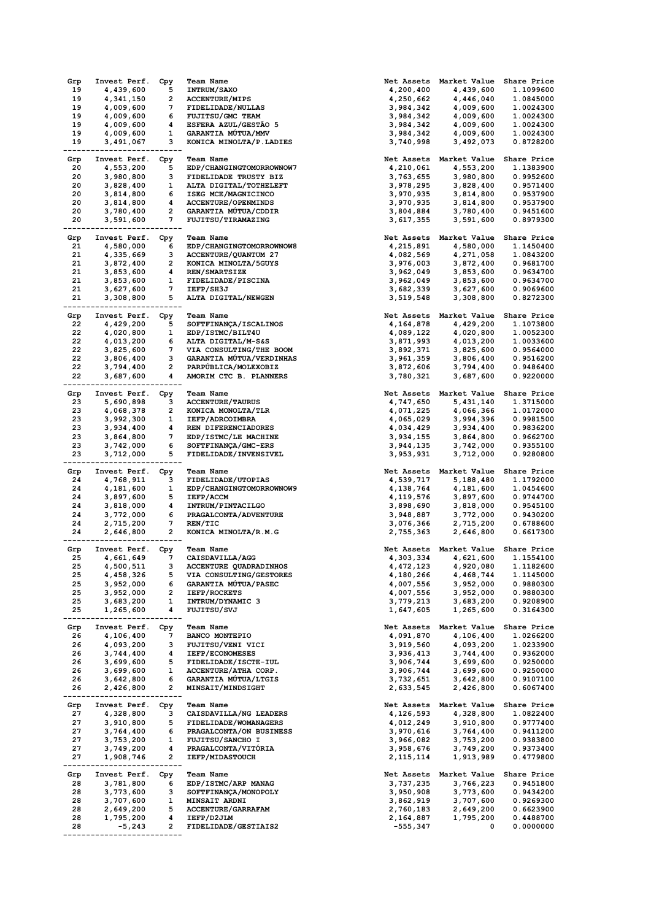| Grp | Invest Perf. | Cpy | Team Name | Net Assets | Market Value | Share Price |
|---|---|---|---|---|---|---|
| 19 | 4,439,600 | 5 | INTRUM/SAXO | 4,200,400 | 4,439,600 | 1.1099600 |
| 19 | 4,341,150 | 2 | ACCENTURE/MIPS | 4,250,662 | 4,446,040 | 1.0845000 |
| 19 | 4,009,600 | 7 | FIDELIDADE/NULLAS | 3,984,342 | 4,009,600 | 1.0024300 |
| 19 | 4,009,600 | 6 | FUJITSU/GMC TEAM | 3,984,342 | 4,009,600 | 1.0024300 |
| 19 | 4,009,600 | 4 | ESFERA AZUL/GESTÃO 5 | 3,984,342 | 4,009,600 | 1.0024300 |
| 19 | 4,009,600 | 1 | GARANTIA MÚTUA/MMV | 3,984,342 | 4,009,600 | 1.0024300 |
| 19 | 3,491,067 | 3 | KONICA MINOLTA/P.LADIES | 3,740,998 | 3,492,073 | 0.8728200 |

| Grp | Invest Perf. | Cpy | Team Name | Net Assets | Market Value | Share Price |
|---|---|---|---|---|---|---|
| 20 | 4,553,200 | 5 | EDP/CHANGINGTOMORROWNOW7 | 4,210,061 | 4,553,200 | 1.1383900 |
| 20 | 3,980,800 | 3 | FIDELIDADE TRUSTY BIZ | 3,763,655 | 3,980,800 | 0.9952600 |
| 20 | 3,828,400 | 1 | ALTA DIGITAL/TOTHELEFT | 3,978,295 | 3,828,400 | 0.9571400 |
| 20 | 3,814,800 | 6 | ISEG MCE/MAGNICINCO | 3,970,935 | 3,814,800 | 0.9537900 |
| 20 | 3,814,800 | 4 | ACCENTURE/OPENMINDS | 3,970,935 | 3,814,800 | 0.9537900 |
| 20 | 3,780,400 | 2 | GARANTIA MÚTUA/CDDIR | 3,804,884 | 3,780,400 | 0.9451600 |
| 20 | 3,591,600 | 7 | FUJITSU/TIRAMAZING | 3,617,355 | 3,591,600 | 0.8979300 |

| Grp | Invest Perf. | Cpy | Team Name | Net Assets | Market Value | Share Price |
|---|---|---|---|---|---|---|
| 21 | 4,580,000 | 6 | EDP/CHANGINGTOMORROWNOW8 | 4,215,891 | 4,580,000 | 1.1450400 |
| 21 | 4,335,669 | 3 | ACCENTURE/QUANTUM 27 | 4,082,569 | 4,271,058 | 1.0843200 |
| 21 | 3,872,400 | 2 | KONICA MINOLTA/5GUYS | 3,976,003 | 3,872,400 | 0.9681700 |
| 21 | 3,853,600 | 4 | REN/SMARTSIZE | 3,962,049 | 3,853,600 | 0.9634700 |
| 21 | 3,853,600 | 1 | FIDELIDADE/PISCINA | 3,962,049 | 3,853,600 | 0.9634700 |
| 21 | 3,627,600 | 7 | IEFP/SH3J | 3,682,339 | 3,627,600 | 0.9069600 |
| 21 | 3,308,800 | 5 | ALTA DIGITAL/NEWGEN | 3,519,548 | 3,308,800 | 0.8272300 |

| Grp | Invest Perf. | Cpy | Team Name | Net Assets | Market Value | Share Price |
|---|---|---|---|---|---|---|
| 22 | 4,429,200 | 5 | SOFTFINANÇA/ISCALINOS | 4,164,878 | 4,429,200 | 1.1073800 |
| 22 | 4,020,800 | 1 | EDP/ISTMC/BILT4U | 4,089,122 | 4,020,800 | 1.0052300 |
| 22 | 4,013,200 | 6 | ALTA DIGITAL/M-S&S | 3,871,993 | 4,013,200 | 1.0033600 |
| 22 | 3,825,600 | 7 | VIA CONSULTING/THE BOOM | 3,892,371 | 3,825,600 | 0.9564000 |
| 22 | 3,806,400 | 3 | GARANTIA MÚTUA/VERDINHAS | 3,961,359 | 3,806,400 | 0.9516200 |
| 22 | 3,794,400 | 2 | PARPÚBLICA/MOLEXOBIZ | 3,872,606 | 3,794,400 | 0.9486400 |
| 22 | 3,687,600 | 4 | AMORIM CTC B. PLANNERS | 3,780,321 | 3,687,600 | 0.9220000 |

| Grp | Invest Perf. | Cpy | Team Name | Net Assets | Market Value | Share Price |
|---|---|---|---|---|---|---|
| 23 | 5,690,898 | 3 | ACCENTURE/TAURUS | 4,747,650 | 5,431,140 | 1.3715000 |
| 23 | 4,068,378 | 2 | KONICA MONOLTA/TLR | 4,071,225 | 4,066,366 | 1.0172000 |
| 23 | 3,992,300 | 1 | IEFP/ADRCOIMBRA | 4,065,029 | 3,994,396 | 0.9981500 |
| 23 | 3,934,400 | 4 | REN DIFERENCIADORES | 4,034,429 | 3,934,400 | 0.9836200 |
| 23 | 3,864,800 | 7 | EDP/ISTMC/LE MACHINE | 3,934,155 | 3,864,800 | 0.9662700 |
| 23 | 3,742,000 | 6 | SOFTFINANÇA/GMC-ERS | 3,944,135 | 3,742,000 | 0.9355100 |
| 23 | 3,712,000 | 5 | FIDELIDADE/INVENSIVEL | 3,953,931 | 3,712,000 | 0.9280800 |

| Grp | Invest Perf. | Cpy | Team Name | Net Assets | Market Value | Share Price |
|---|---|---|---|---|---|---|
| 24 | 4,768,911 | 3 | FIDELIDADE/UTOPIAS | 4,539,717 | 5,188,480 | 1.1792000 |
| 24 | 4,181,600 | 1 | EDP/CHANGINGTOMORROWNOW9 | 4,138,764 | 4,181,600 | 1.0454600 |
| 24 | 3,897,600 | 5 | IEFP/ACCM | 4,119,576 | 3,897,600 | 0.9744700 |
| 24 | 3,818,000 | 4 | INTRUM/PINTACILGO | 3,898,690 | 3,818,000 | 0.9545100 |
| 24 | 3,772,000 | 6 | PRAGALCONTA/ADVENTURE | 3,948,887 | 3,772,000 | 0.9430200 |
| 24 | 2,715,200 | 7 | REN/TIC | 3,076,366 | 2,715,200 | 0.6788600 |
| 24 | 2,646,800 | 2 | KONICA MINOLTA/R.M.G | 2,755,363 | 2,646,800 | 0.6617300 |

| Grp | Invest Perf. | Cpy | Team Name | Net Assets | Market Value | Share Price |
|---|---|---|---|---|---|---|
| 25 | 4,661,649 | 7 | CAISDAVILLA/AGG | 4,303,334 | 4,621,600 | 1.1554100 |
| 25 | 4,500,511 | 3 | ACCENTURE QUADRADINHOS | 4,472,123 | 4,920,080 | 1.1182600 |
| 25 | 4,458,326 | 5 | VIA CONSULTING/GESTORES | 4,180,266 | 4,468,744 | 1.1145000 |
| 25 | 3,952,000 | 6 | GARANTIA MÚTUA/PASEC | 4,007,556 | 3,952,000 | 0.9880300 |
| 25 | 3,952,000 | 2 | IEFP/ROCKETS | 4,007,556 | 3,952,000 | 0.9880300 |
| 25 | 3,683,200 | 1 | INTRUM/DYNAMIC 3 | 3,779,213 | 3,683,200 | 0.9208900 |
| 25 | 1,265,600 | 4 | FUJITSU/SVJ | 1,647,605 | 1,265,600 | 0.3164300 |

| Grp | Invest Perf. | Cpy | Team Name | Net Assets | Market Value | Share Price |
|---|---|---|---|---|---|---|
| 26 | 4,106,400 | 7 | BANCO MONTEPIO | 4,091,870 | 4,106,400 | 1.0266200 |
| 26 | 4,093,200 | 3 | FUJITSU/VENI VICI | 3,919,560 | 4,093,200 | 1.0233900 |
| 26 | 3,744,400 | 4 | IEFP/ECONOMESES | 3,936,413 | 3,744,400 | 0.9362000 |
| 26 | 3,699,600 | 5 | FIDELIDADE/ISCTE-IUL | 3,906,744 | 3,699,600 | 0.9250000 |
| 26 | 3,699,600 | 1 | ACCENTURE/ATHA CORP. | 3,906,744 | 3,699,600 | 0.9250000 |
| 26 | 3,642,800 | 6 | GARANTIA MÚTUA/LTGIS | 3,732,651 | 3,642,800 | 0.9107100 |
| 26 | 2,426,800 | 2 | MINSAIT/MINDSIGHT | 2,633,545 | 2,426,800 | 0.6067400 |

| Grp | Invest Perf. | Cpy | Team Name | Net Assets | Market Value | Share Price |
|---|---|---|---|---|---|---|
| 27 | 4,328,800 | 3 | CAISDAVILLA/NG LEADERS | 4,126,593 | 4,328,800 | 1.0822400 |
| 27 | 3,910,800 | 5 | FIDELIDADE/WOMANAGERS | 4,012,249 | 3,910,800 | 0.9777400 |
| 27 | 3,764,400 | 6 | PRAGALCONTA/ON BUSINESS | 3,970,616 | 3,764,400 | 0.9411200 |
| 27 | 3,753,200 | 1 | FUJITSU/SANCHO I | 3,966,082 | 3,753,200 | 0.9383800 |
| 27 | 3,749,200 | 4 | PRAGALCONTA/VITÓRIA | 3,958,676 | 3,749,200 | 0.9373400 |
| 27 | 1,908,746 | 2 | IEFP/MIDASTOUCH | 2,115,114 | 1,913,989 | 0.4779800 |

| Grp | Invest Perf. | Cpy | Team Name | Net Assets | Market Value | Share Price |
|---|---|---|---|---|---|---|
| 28 | 3,781,800 | 6 | EDP/ISTMC/ARP MANAG | 3,737,235 | 3,766,223 | 0.9451800 |
| 28 | 3,773,600 | 3 | SOFTFINANÇA/MONOPOLY | 3,950,908 | 3,773,600 | 0.9434200 |
| 28 | 3,707,600 | 1 | MINSAIT ARDNI | 3,862,919 | 3,707,600 | 0.9269300 |
| 28 | 2,649,200 | 5 | ACCENTURE/GARRAFAM | 2,760,183 | 2,649,200 | 0.6623900 |
| 28 | 1,795,200 | 4 | IEFP/D2JLM | 2,164,887 | 1,795,200 | 0.4488700 |
| 28 | -5,243 | 2 | FIDELIDADE/GESTIAIS2 | -555,347 | 0 | 0.0000000 |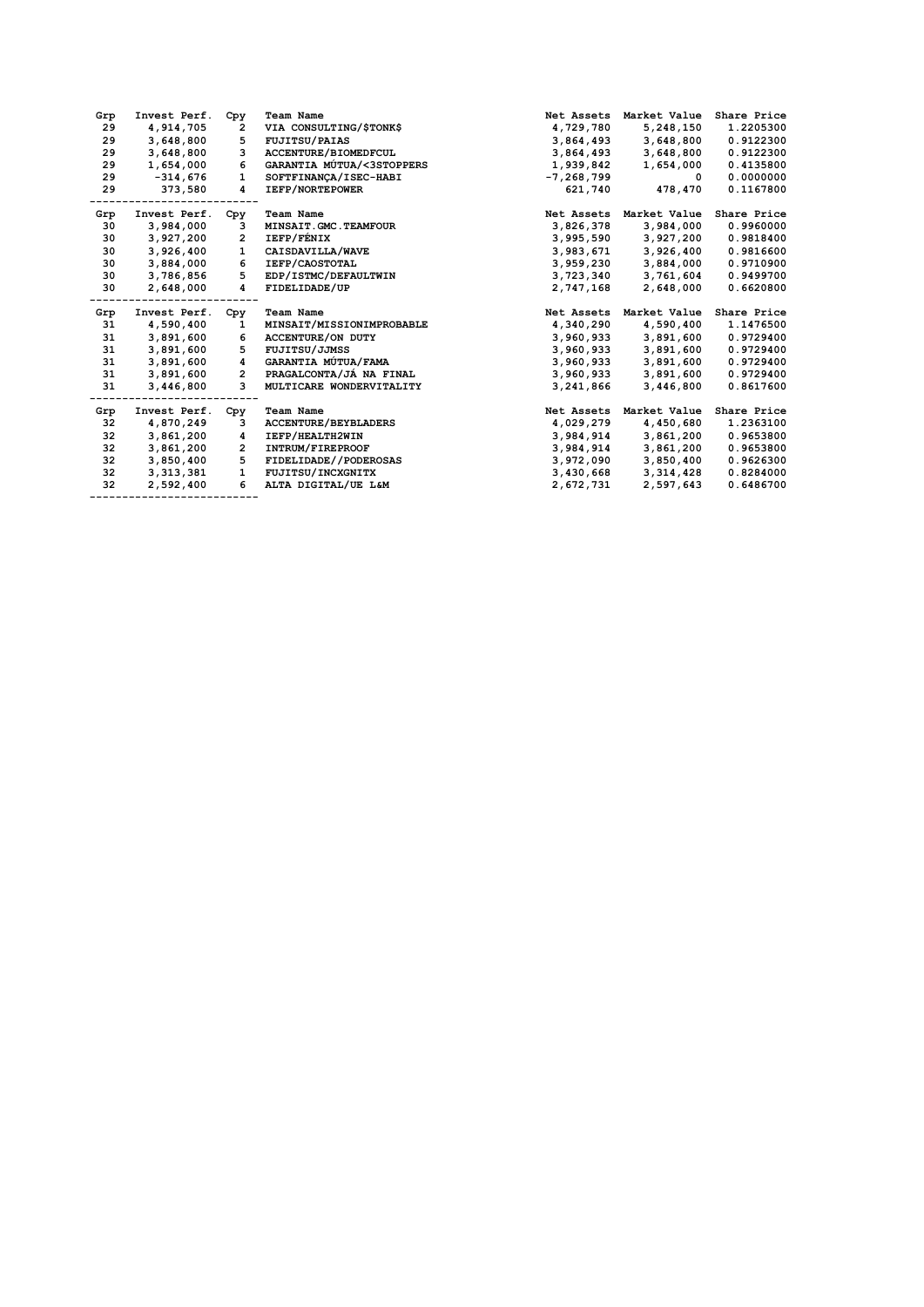| Grp | Invest Perf. | Cpy | Team Name | Net Assets | Market Value | Share Price |
|---|---|---|---|---|---|---|
| 29 | 4,914,705 | 2 | VIA CONSULTING/$TONK$ | 4,729,780 | 5,248,150 | 1.2205300 |
| 29 | 3,648,800 | 5 | FUJITSU/PAIAS | 3,864,493 | 3,648,800 | 0.9122300 |
| 29 | 3,648,800 | 3 | ACCENTURE/BIOMEDFCUL | 3,864,493 | 3,648,800 | 0.9122300 |
| 29 | 1,654,000 | 6 | GARANTIA MÚTUA/<3STOPPERS | 1,939,842 | 1,654,000 | 0.4135800 |
| 29 | -314,676 | 1 | SOFTFINANÇA/ISEC-HABI | -7,268,799 | 0 | 0.0000000 |
| 29 | 373,580 | 4 | IEFP/NORTEPOWER | 621,740 | 478,470 | 0.1167800 |

| Grp | Invest Perf. | Cpy | Team Name | Net Assets | Market Value | Share Price |
|---|---|---|---|---|---|---|
| 30 | 3,984,000 | 3 | MINSAIT.GMC.TEAMFOUR | 3,826,378 | 3,984,000 | 0.9960000 |
| 30 | 3,927,200 | 2 | IEFP/FÉNIX | 3,995,590 | 3,927,200 | 0.9818400 |
| 30 | 3,926,400 | 1 | CAISDAVILLA/WAVE | 3,983,671 | 3,926,400 | 0.9816600 |
| 30 | 3,884,000 | 6 | IEFP/CAOSTOTAL | 3,959,230 | 3,884,000 | 0.9710900 |
| 30 | 3,786,856 | 5 | EDP/ISTMC/DEFAULTWIN | 3,723,340 | 3,761,604 | 0.9499700 |
| 30 | 2,648,000 | 4 | FIDELIDADE/UP | 2,747,168 | 2,648,000 | 0.6620800 |

| Grp | Invest Perf. | Cpy | Team Name | Net Assets | Market Value | Share Price |
|---|---|---|---|---|---|---|
| 31 | 4,590,400 | 1 | MINSAIT/MISSIONIMPROBABLE | 4,340,290 | 4,590,400 | 1.1476500 |
| 31 | 3,891,600 | 6 | ACCENTURE/ON DUTY | 3,960,933 | 3,891,600 | 0.9729400 |
| 31 | 3,891,600 | 5 | FUJITSU/JJMSS | 3,960,933 | 3,891,600 | 0.9729400 |
| 31 | 3,891,600 | 4 | GARANTIA MÚTUA/FAMA | 3,960,933 | 3,891,600 | 0.9729400 |
| 31 | 3,891,600 | 2 | PRAGALCONTA/JÁ NA FINAL | 3,960,933 | 3,891,600 | 0.9729400 |
| 31 | 3,446,800 | 3 | MULTICARE WONDERVITALITY | 3,241,866 | 3,446,800 | 0.8617600 |

| Grp | Invest Perf. | Cpy | Team Name | Net Assets | Market Value | Share Price |
|---|---|---|---|---|---|---|
| 32 | 4,870,249 | 3 | ACCENTURE/BEYBLADERS | 4,029,279 | 4,450,680 | 1.2363100 |
| 32 | 3,861,200 | 4 | IEFP/HEALTH2WIN | 3,984,914 | 3,861,200 | 0.9653800 |
| 32 | 3,861,200 | 2 | INTRUM/FIREPROOF | 3,984,914 | 3,861,200 | 0.9653800 |
| 32 | 3,850,400 | 5 | FIDELIDADE//PODEROSAS | 3,972,090 | 3,850,400 | 0.9626300 |
| 32 | 3,313,381 | 1 | FUJITSU/INCXGNITX | 3,430,668 | 3,314,428 | 0.8284000 |
| 32 | 2,592,400 | 6 | ALTA DIGITAL/UE L&M | 2,672,731 | 2,597,643 | 0.6486700 |